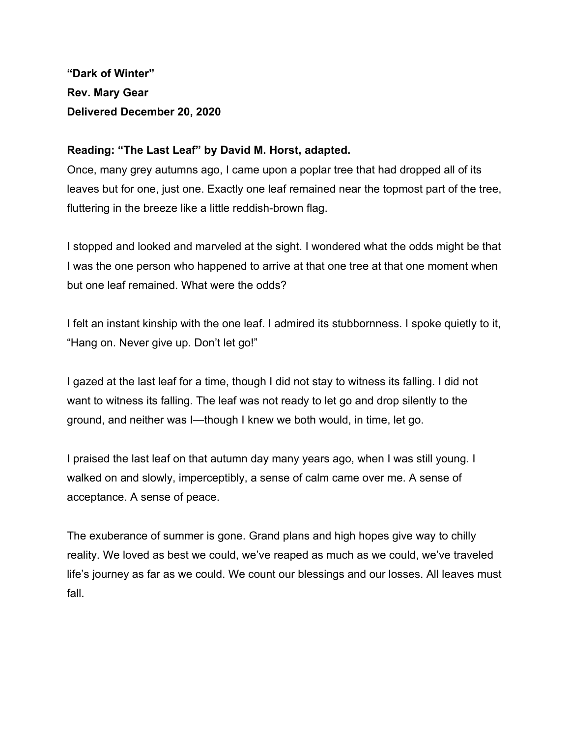**“Dark of Winter”**
**Rev. Mary Gear**
**Delivered December 20, 2020**

**Reading: “The Last Leaf” by David M. Horst, adapted.**

Once, many grey autumns ago, I came upon a poplar tree that had dropped all of its leaves but for one, just one. Exactly one leaf remained near the topmost part of the tree, fluttering in the breeze like a little reddish-brown flag.

I stopped and looked and marveled at the sight. I wondered what the odds might be that I was the one person who happened to arrive at that one tree at that one moment when but one leaf remained. What were the odds?

I felt an instant kinship with the one leaf. I admired its stubbornness. I spoke quietly to it, “Hang on. Never give up. Don’t let go!”

I gazed at the last leaf for a time, though I did not stay to witness its falling. I did not want to witness its falling. The leaf was not ready to let go and drop silently to the ground, and neither was I—though I knew we both would, in time, let go.

I praised the last leaf on that autumn day many years ago, when I was still young. I walked on and slowly, imperceptibly, a sense of calm came over me. A sense of acceptance. A sense of peace.

The exuberance of summer is gone. Grand plans and high hopes give way to chilly reality. We loved as best we could, we’ve reaped as much as we could, we’ve traveled life’s journey as far as we could. We count our blessings and our losses. All leaves must fall.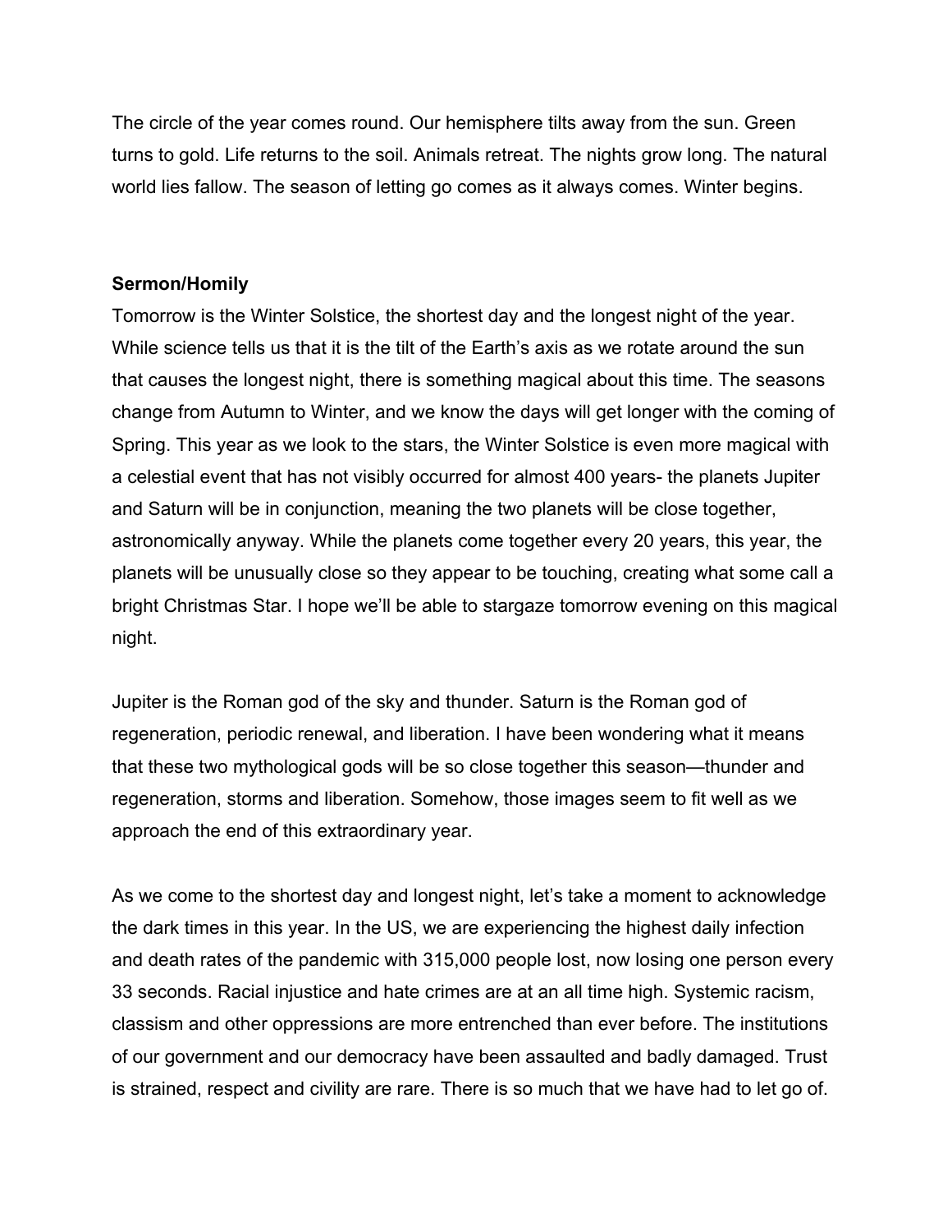The circle of the year comes round. Our hemisphere tilts away from the sun. Green turns to gold. Life returns to the soil. Animals retreat. The nights grow long. The natural world lies fallow. The season of letting go comes as it always comes. Winter begins.

**Sermon/Homily**

Tomorrow is the Winter Solstice, the shortest day and the longest night of the year. While science tells us that it is the tilt of the Earth's axis as we rotate around the sun that causes the longest night, there is something magical about this time. The seasons change from Autumn to Winter, and we know the days will get longer with the coming of Spring. This year as we look to the stars, the Winter Solstice is even more magical with a celestial event that has not visibly occurred for almost 400 years- the planets Jupiter and Saturn will be in conjunction, meaning the two planets will be close together, astronomically anyway. While the planets come together every 20 years, this year, the planets will be unusually close so they appear to be touching, creating what some call a bright Christmas Star. I hope we'll be able to stargaze tomorrow evening on this magical night.

Jupiter is the Roman god of the sky and thunder. Saturn is the Roman god of regeneration, periodic renewal, and liberation. I have been wondering what it means that these two mythological gods will be so close together this season—thunder and regeneration, storms and liberation. Somehow, those images seem to fit well as we approach the end of this extraordinary year.

As we come to the shortest day and longest night, let's take a moment to acknowledge the dark times in this year. In the US, we are experiencing the highest daily infection and death rates of the pandemic with 315,000 people lost, now losing one person every 33 seconds. Racial injustice and hate crimes are at an all time high. Systemic racism, classism and other oppressions are more entrenched than ever before. The institutions of our government and our democracy have been assaulted and badly damaged. Trust is strained, respect and civility are rare. There is so much that we have had to let go of.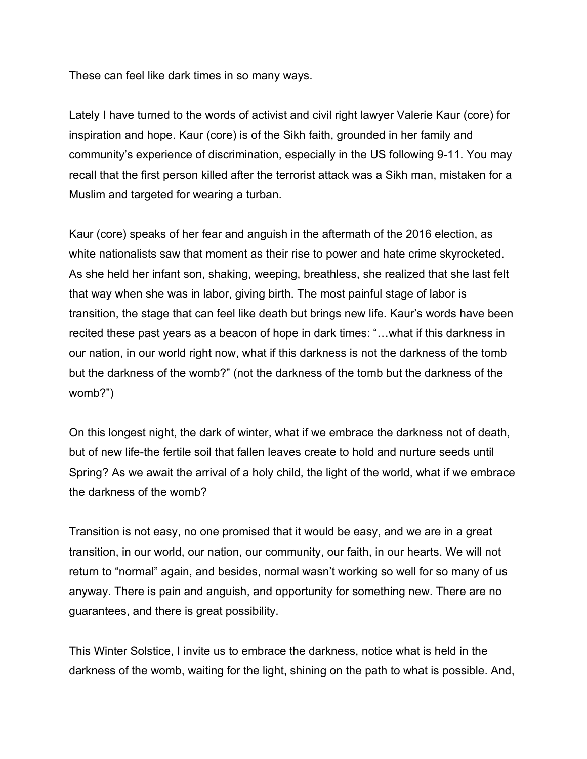These can feel like dark times in so many ways.

Lately I have turned to the words of activist and civil right lawyer Valerie Kaur (core) for inspiration and hope. Kaur (core) is of the Sikh faith, grounded in her family and community's experience of discrimination, especially in the US following 9-11. You may recall that the first person killed after the terrorist attack was a Sikh man, mistaken for a Muslim and targeted for wearing a turban.

Kaur (core) speaks of her fear and anguish in the aftermath of the 2016 election, as white nationalists saw that moment as their rise to power and hate crime skyrocketed. As she held her infant son, shaking, weeping, breathless, she realized that she last felt that way when she was in labor, giving birth. The most painful stage of labor is transition, the stage that can feel like death but brings new life. Kaur's words have been recited these past years as a beacon of hope in dark times: "…what if this darkness in our nation, in our world right now, what if this darkness is not the darkness of the tomb but the darkness of the womb?" (not the darkness of the tomb but the darkness of the womb?")

On this longest night, the dark of winter, what if we embrace the darkness not of death, but of new life-the fertile soil that fallen leaves create to hold and nurture seeds until Spring? As we await the arrival of a holy child, the light of the world, what if we embrace the darkness of the womb?

Transition is not easy, no one promised that it would be easy, and we are in a great transition, in our world, our nation, our community, our faith, in our hearts. We will not return to "normal" again, and besides, normal wasn't working so well for so many of us anyway. There is pain and anguish, and opportunity for something new. There are no guarantees, and there is great possibility.

This Winter Solstice, I invite us to embrace the darkness, notice what is held in the darkness of the womb, waiting for the light, shining on the path to what is possible. And,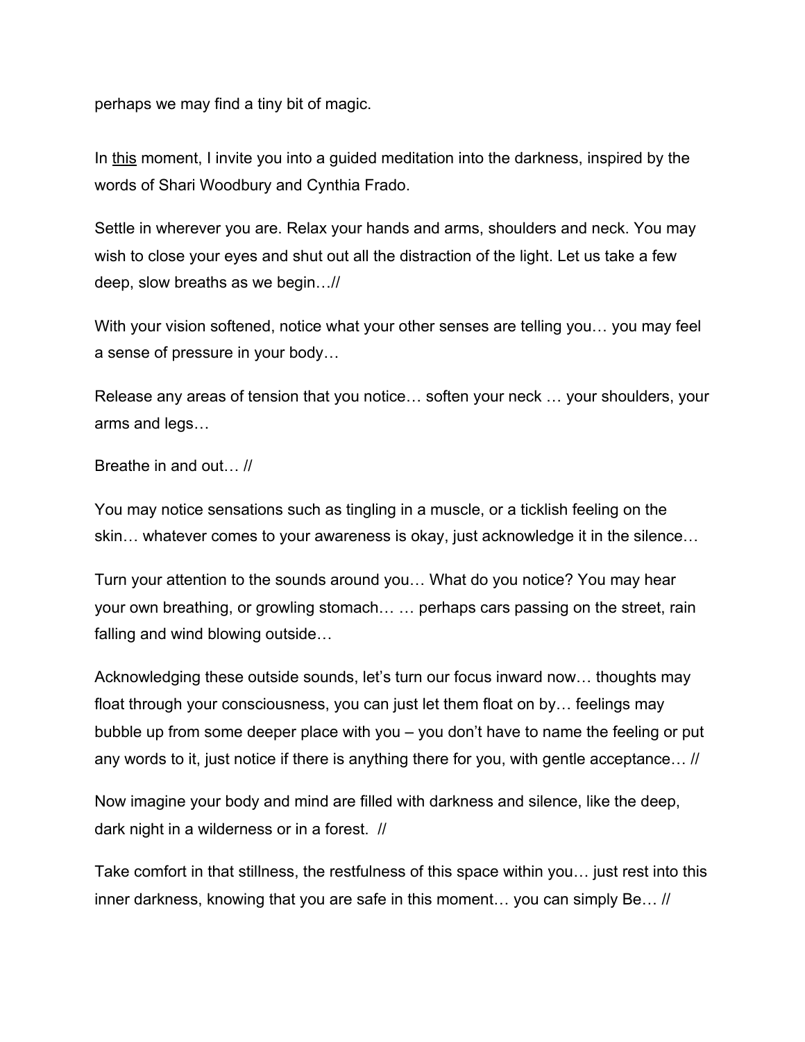perhaps we may find a tiny bit of magic.

In <u>this</u> moment, I invite you into a guided meditation into the darkness, inspired by the words of Shari Woodbury and Cynthia Frado.

Settle in wherever you are. Relax your hands and arms, shoulders and neck. You may wish to close your eyes and shut out all the distraction of the light. Let us take a few deep, slow breaths as we begin…//

With your vision softened, notice what your other senses are telling you… you may feel a sense of pressure in your body…

Release any areas of tension that you notice… soften your neck … your shoulders, your arms and legs…

Breathe in and out… //

You may notice sensations such as tingling in a muscle, or a ticklish feeling on the skin… whatever comes to your awareness is okay, just acknowledge it in the silence…

Turn your attention to the sounds around you… What do you notice? You may hear your own breathing, or growling stomach… … perhaps cars passing on the street, rain falling and wind blowing outside…

Acknowledging these outside sounds, let's turn our focus inward now… thoughts may float through your consciousness, you can just let them float on by… feelings may bubble up from some deeper place with you – you don't have to name the feeling or put any words to it, just notice if there is anything there for you, with gentle acceptance… //

Now imagine your body and mind are filled with darkness and silence, like the deep, dark night in a wilderness or in a forest. //

Take comfort in that stillness, the restfulness of this space within you… just rest into this inner darkness, knowing that you are safe in this moment… you can simply Be… //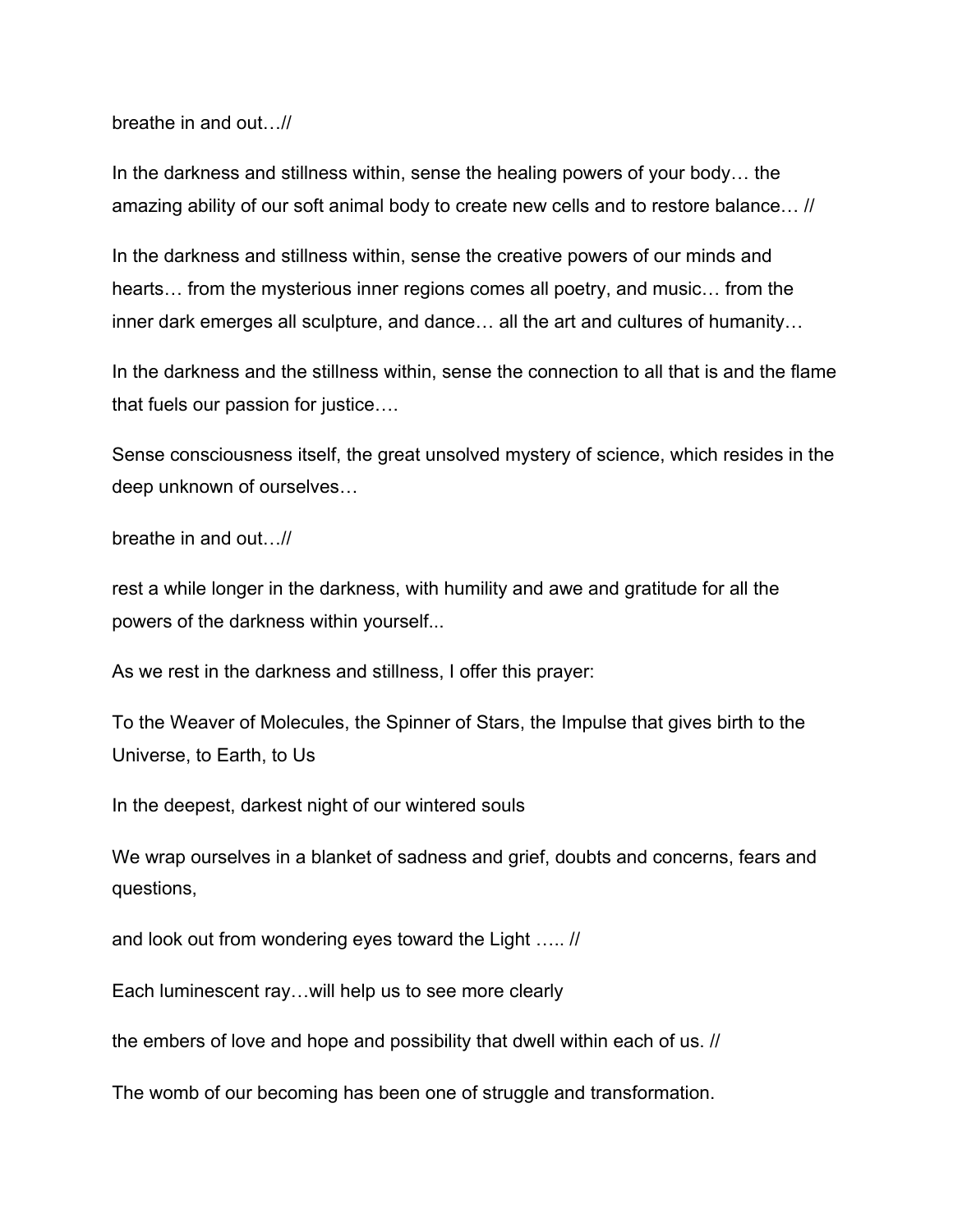breathe in and out…//

In the darkness and stillness within, sense the healing powers of your body… the amazing ability of our soft animal body to create new cells and to restore balance… //

In the darkness and stillness within, sense the creative powers of our minds and hearts… from the mysterious inner regions comes all poetry, and music… from the inner dark emerges all sculpture, and dance… all the art and cultures of humanity…

In the darkness and the stillness within, sense the connection to all that is and the flame that fuels our passion for justice….

Sense consciousness itself, the great unsolved mystery of science, which resides in the deep unknown of ourselves…

breathe in and out…//

rest a while longer in the darkness, with humility and awe and gratitude for all the powers of the darkness within yourself...

As we rest in the darkness and stillness, I offer this prayer:

To the Weaver of Molecules, the Spinner of Stars, the Impulse that gives birth to the Universe, to Earth, to Us

In the deepest, darkest night of our wintered souls

We wrap ourselves in a blanket of sadness and grief, doubts and concerns, fears and questions,

and look out from wondering eyes toward the Light ….. //

Each luminescent ray…will help us to see more clearly

the embers of love and hope and possibility that dwell within each of us. //

The womb of our becoming has been one of struggle and transformation.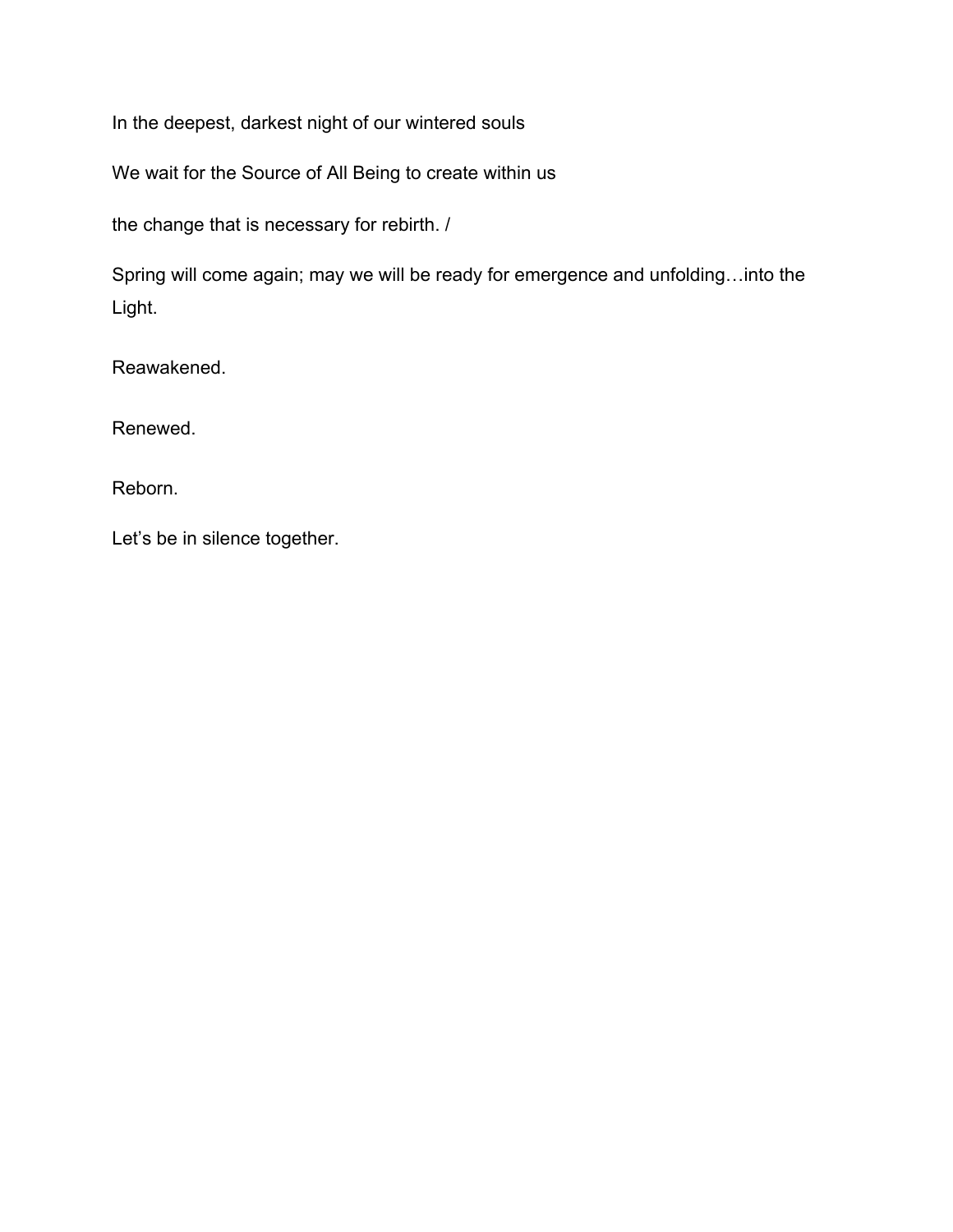In the deepest, darkest night of our wintered souls

We wait for the Source of All Being to create within us

the change that is necessary for rebirth. /

Spring will come again; may we will be ready for emergence and unfolding…into the Light.

Reawakened.

Renewed.

Reborn.

Let's be in silence together.